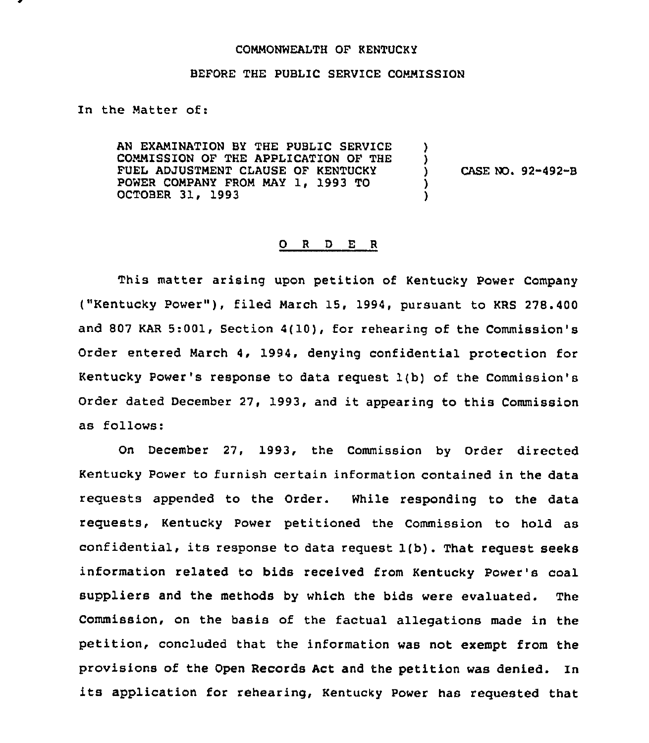COMMONWEALTH OF KENTUCKY

BEFORE THE PUBLIC SERVICE COMMISSION

In the Matter of:

| | | |
|---|---|---|
| AN EXAMINATION BY THE PUBLIC SERVICE COMMISSION OF THE APPLICATION OF THE FUEL ADJUSTMENT CLAUSE OF KENTUCKY POWER COMPANY FROM MAY 1, 1993 TO OCTOBER 31, 1993 | ) | CASE NO. 92-492-B |

O R D E R

This matter arising upon petition of Kentucky Power Company ("Kentucky Power"), filed March 15, 1994, pursuant to KRS 278.400 and 807 KAR 5:001, Section 4(10), for rehearing of the Commission's Order entered March 4, 1994, denying confidential protection for Kentucky Power's response to data request 1(b) of the Commission's Order dated December 27, 1993, and it appearing to this Commission as follows:

On December 27, 1993, the Commission by Order directed Kentucky Power to furnish certain information contained in the data requests appended to the Order. While responding to the data requests, Kentucky Power petitioned the Commission to hold as confidential, its response to data request 1(b). That request seeks information related to bids received from Kentucky Power's coal suppliers and the methods by which the bids were evaluated. The Commission, on the basis of the factual allegations made in the petition, concluded that the information was not exempt from the provisions of the Open Records Act and the petition was denied. In its application for rehearing, Kentucky Power has requested that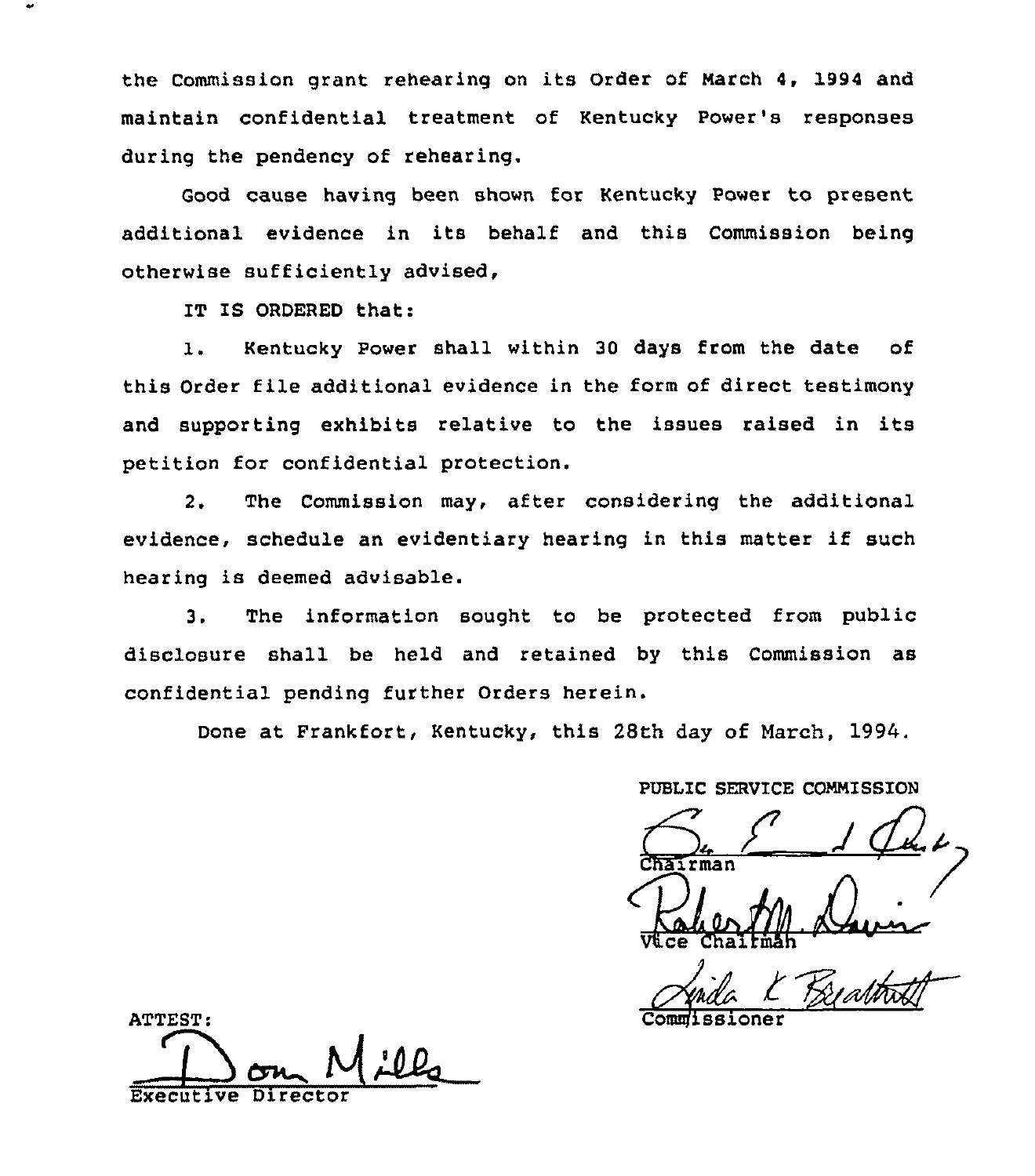the Commission grant rehearing on its Order of March 4, 1994 and maintain confidential treatment of Kentucky Power's responses during the pendency of rehearing.

Good cause having been shown for Kentucky Power to present additional evidence in its behalf and this Commission being otherwise sufficiently advised,

IT IS ORDERED that:

1. Kentucky Power shall within 30 days from the date of this Order file additional evidence in the form of direct testimony and supporting exhibits relative to the issues raised in its petition for confidential protection.

2. The Commission may, after considering the additional evidence, schedule an evidentiary hearing in this matter if such hearing is deemed advisable.

3. The information sought to be protected from public disclosure shall be held and retained by this Commission as confidential pending further Orders herein.

Done at Frankfort, Kentucky, this 28th day of March, 1994.

PUBLIC SERVICE COMMISSION

Chairman

Vice Chairman

Commissioner

ATTEST:

Executive Director